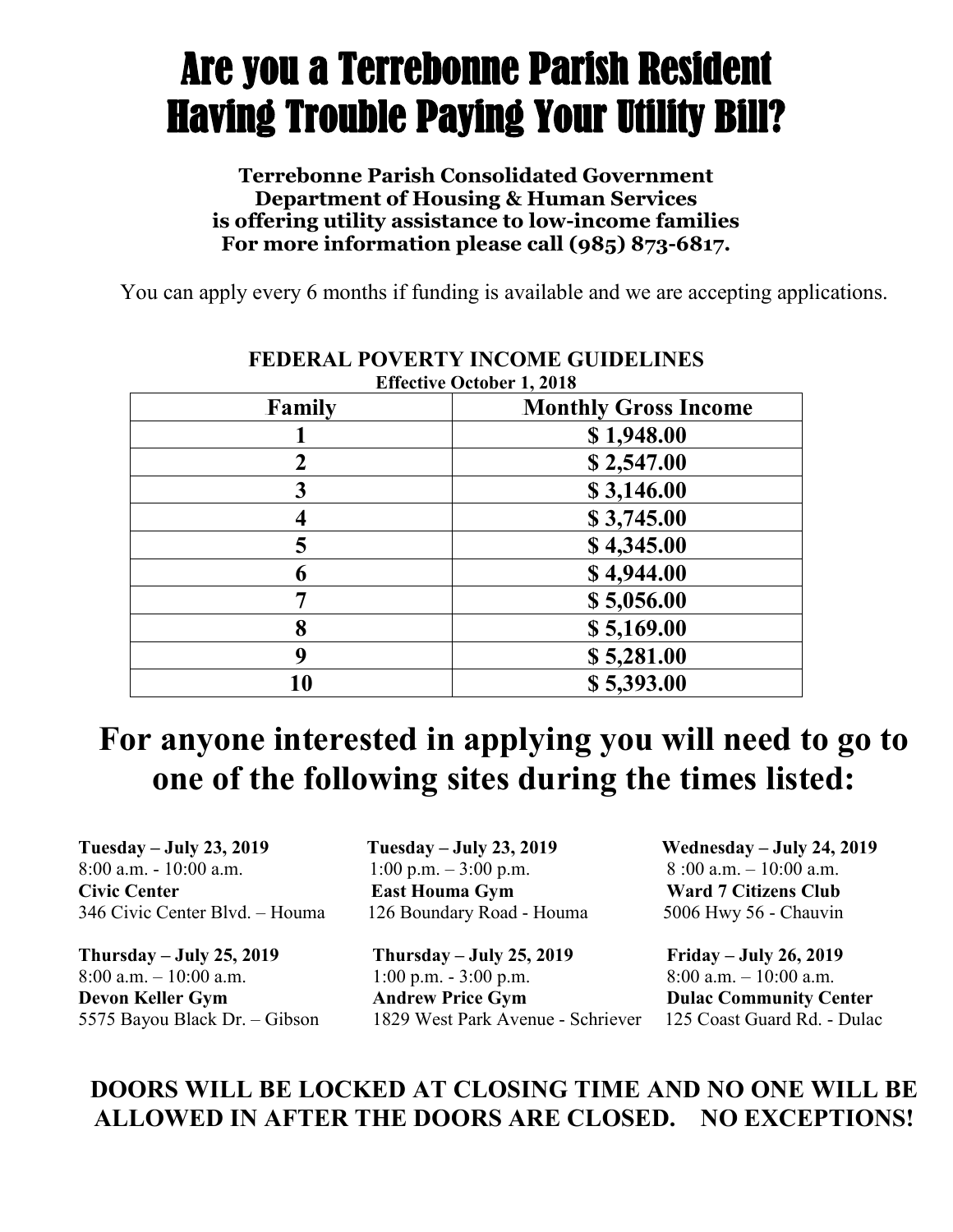# Are you a Terrebonne Parish Resident Having Trouble Paying Your Utility Bill?

**Terrebonne Parish Consolidated Government**
**Department of Housing & Human Services**
**is offering utility assistance to low-income families**
**For more information please call (985) 873-6817.**

You can apply every 6 months if funding is available and we are accepting applications.

**FEDERAL POVERTY INCOME GUIDELINES**
**Effective October 1, 2018**

| Family | Monthly Gross Income |
|---|---|
| 1 | $ 1,948.00 |
| 2 | $ 2,547.00 |
| 3 | $ 3,146.00 |
| 4 | $ 3,745.00 |
| 5 | $ 4,345.00 |
| 6 | $ 4,944.00 |
| 7 | $ 5,056.00 |
| 8 | $ 5,169.00 |
| 9 | $ 5,281.00 |
| 10 | $ 5,393.00 |

## For anyone interested in applying you will need to go to one of the following sites during the times listed:

**Tuesday – July 23, 2019**
8:00 a.m. - 10:00 a.m.
**Civic Center**
346 Civic Center Blvd. – Houma

**Tuesday – July 23, 2019**
1:00 p.m. – 3:00 p.m.
**East Houma Gym**
126 Boundary Road - Houma

**Wednesday – July 24, 2019**
8 :00 a.m. – 10:00 a.m.
**Ward 7 Citizens Club**
5006 Hwy 56 - Chauvin

**Thursday – July 25, 2019**
8:00 a.m. – 10:00 a.m.
**Devon Keller Gym**
5575 Bayou Black Dr. – Gibson

**Thursday – July 25, 2019**
1:00 p.m. - 3:00 p.m.
**Andrew Price Gym**
1829 West Park Avenue - Schriever

**Friday – July 26, 2019**
8:00 a.m. – 10:00 a.m.
**Dulac Community Center**
125 Coast Guard Rd. - Dulac

**DOORS WILL BE LOCKED AT CLOSING TIME AND NO ONE WILL BE ALLOWED IN AFTER THE DOORS ARE CLOSED. NO EXCEPTIONS!**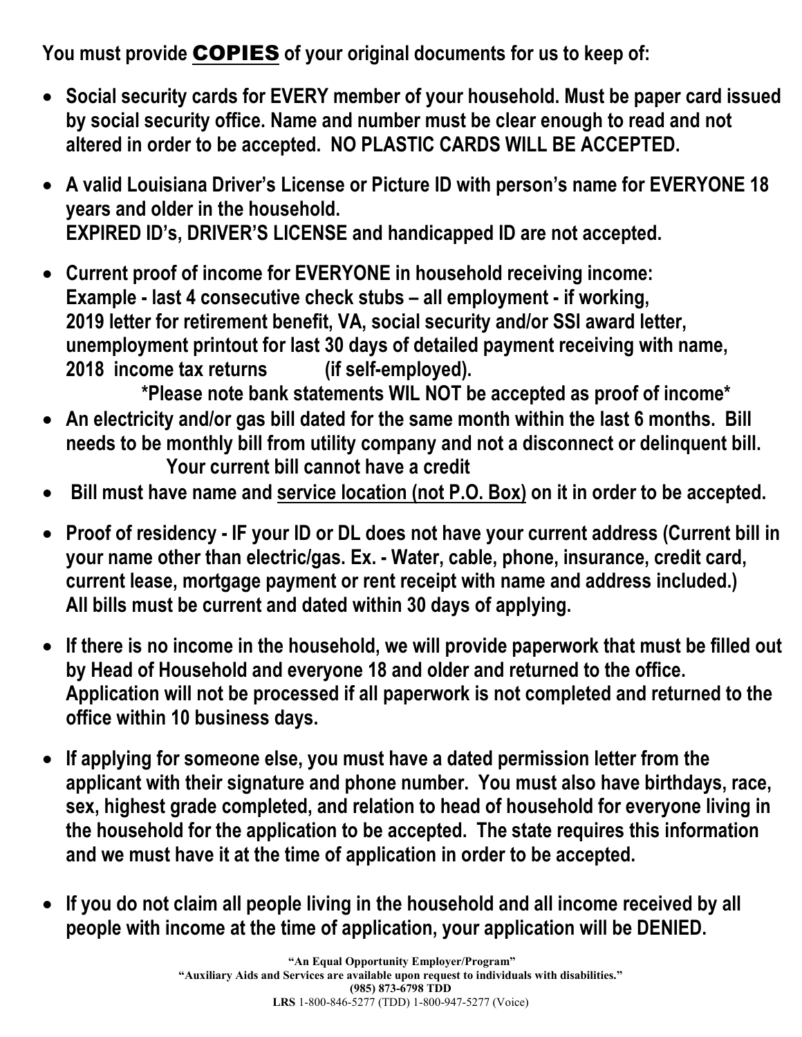**You must provide COPIES of your original documents for us to keep of:**

- **Social security cards for EVERY member of your household. Must be paper card issued by social security office. Name and number must be clear enough to read and not altered in order to be accepted. NO PLASTIC CARDS WILL BE ACCEPTED.**

- **A valid Louisiana Driver's License or Picture ID with person's name for EVERYONE 18 years and older in the household.**
  **EXPIRED ID's, DRIVER'S LICENSE and handicapped ID are not accepted.**

- **Current proof of income for EVERYONE in household receiving income:**
  **Example - last 4 consecutive check stubs – all employment - if working, 2019 letter for retirement benefit, VA, social security and/or SSI award letter, unemployment printout for last 30 days of detailed payment receiving with name, 2018 income tax returns (if self-employed).**
  **\*Please note bank statements WIL NOT be accepted as proof of income\***

- **An electricity and/or gas bill dated for the same month within the last 6 months. Bill needs to be monthly bill from utility company and not a disconnect or delinquent bill.**
  **Your current bill cannot have a credit**

- **Bill must have name and service location (not P.O. Box) on it in order to be accepted.**

- **Proof of residency - IF your ID or DL does not have your current address (Current bill in your name other than electric/gas. Ex. - Water, cable, phone, insurance, credit card, current lease, mortgage payment or rent receipt with name and address included.) All bills must be current and dated within 30 days of applying.**

- **If there is no income in the household, we will provide paperwork that must be filled out by Head of Household and everyone 18 and older and returned to the office. Application will not be processed if all paperwork is not completed and returned to the office within 10 business days.**

- **If applying for someone else, you must have a dated permission letter from the applicant with their signature and phone number. You must also have birthdays, race, sex, highest grade completed, and relation to head of household for everyone living in the household for the application to be accepted. The state requires this information and we must have it at the time of application in order to be accepted.**

- **If you do not claim all people living in the household and all income received by all people with income at the time of application, your application will be DENIED.**

**"An Equal Opportunity Employer/Program"**
**"Auxiliary Aids and Services are available upon request to individuals with disabilities."**
**(985) 873-6798 TDD**
**LRS** 1-800-846-5277 (TDD) 1-800-947-5277 (Voice)